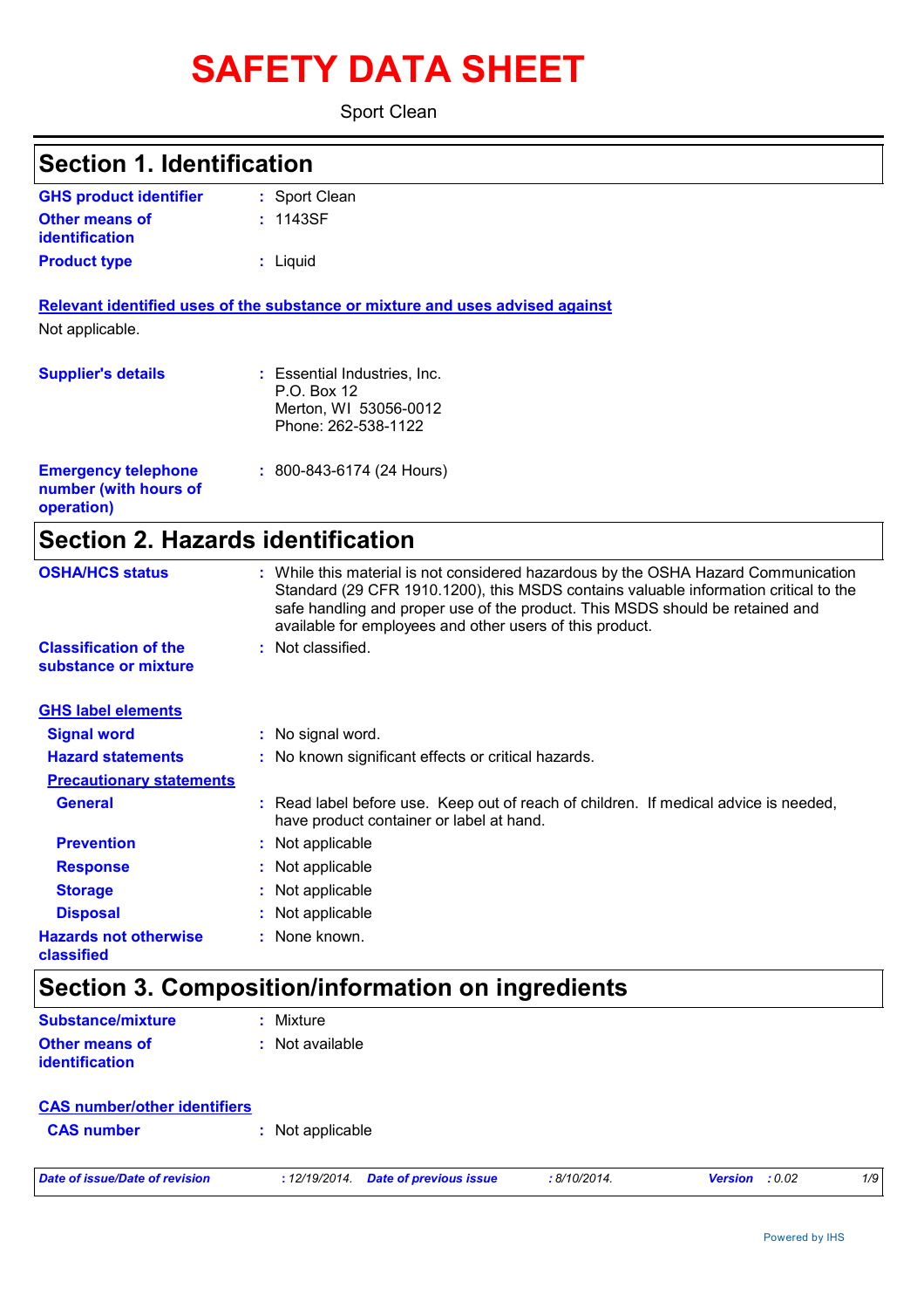# SAFETY DATA SHEET

Sport Clean

## Section 1. Identification

**GHS product identifier** : Sport Clean

**Other means of identification** : 1143SF

**Product type** : Liquid

**Relevant identified uses of the substance or mixture and uses advised against**

Not applicable.

**Supplier's details** : Essential Industries, Inc.
P.O. Box 12
Merton, WI 53056-0012
Phone: 262-538-1122

**Emergency telephone number (with hours of operation)** : 800-843-6174 (24 Hours)

## Section 2. Hazards identification

**OSHA/HCS status** : While this material is not considered hazardous by the OSHA Hazard Communication Standard (29 CFR 1910.1200), this MSDS contains valuable information critical to the safe handling and proper use of the product. This MSDS should be retained and available for employees and other users of this product.

**Classification of the substance or mixture** : Not classified.

**GHS label elements**

**Signal word** : No signal word.

**Hazard statements** : No known significant effects or critical hazards.

**Precautionary statements**

**General** : Read label before use. Keep out of reach of children. If medical advice is needed, have product container or label at hand.

**Prevention** : Not applicable

**Response** : Not applicable

**Storage** : Not applicable

**Disposal** : Not applicable

**Hazards not otherwise classified** : None known.

## Section 3. Composition/information on ingredients

**Substance/mixture** : Mixture

**Other means of identification** : Not available

**CAS number/other identifiers**

**CAS number** : Not applicable

*Date of issue/Date of revision* : 12/19/2014. *Date of previous issue* : 8/10/2014. *Version* : 0.02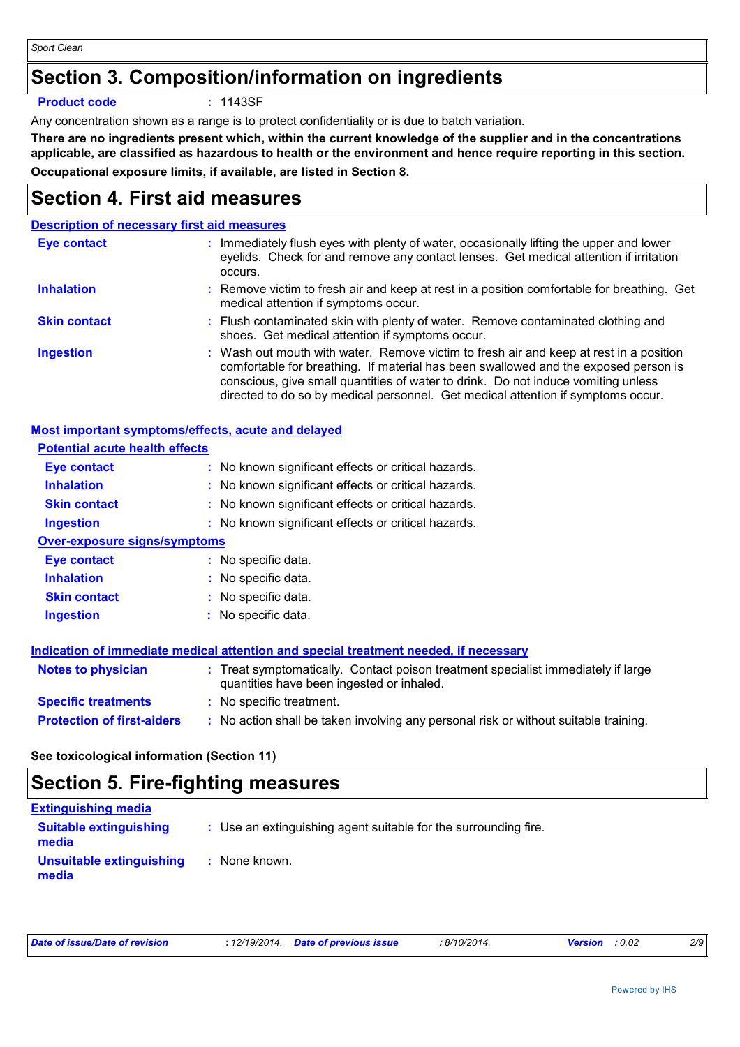# Section 3. Composition/information on ingredients

**Product code** : 1143SF

Any concentration shown as a range is to protect confidentiality or is due to batch variation.

**There are no ingredients present which, within the current knowledge of the supplier and in the concentrations applicable, are classified as hazardous to health or the environment and hence require reporting in this section.**

**Occupational exposure limits, if available, are listed in Section 8.**

# Section 4. First aid measures

## Description of necessary first aid measures

**Eye contact** : Immediately flush eyes with plenty of water, occasionally lifting the upper and lower eyelids. Check for and remove any contact lenses. Get medical attention if irritation occurs.

**Inhalation** : Remove victim to fresh air and keep at rest in a position comfortable for breathing. Get medical attention if symptoms occur.

**Skin contact** : Flush contaminated skin with plenty of water. Remove contaminated clothing and shoes. Get medical attention if symptoms occur.

**Ingestion** : Wash out mouth with water. Remove victim to fresh air and keep at rest in a position comfortable for breathing. If material has been swallowed and the exposed person is conscious, give small quantities of water to drink. Do not induce vomiting unless directed to do so by medical personnel. Get medical attention if symptoms occur.

## Most important symptoms/effects, acute and delayed

### Potential acute health effects

**Eye contact** : No known significant effects or critical hazards.

**Inhalation** : No known significant effects or critical hazards.

**Skin contact** : No known significant effects or critical hazards.

**Ingestion** : No known significant effects or critical hazards.

### Over-exposure signs/symptoms

**Eye contact** : No specific data.

**Inhalation** : No specific data.

**Skin contact** : No specific data.

**Ingestion** : No specific data.

## Indication of immediate medical attention and special treatment needed, if necessary

**Notes to physician** : Treat symptomatically. Contact poison treatment specialist immediately if large quantities have been ingested or inhaled.

**Specific treatments** : No specific treatment.

**Protection of first-aiders** : No action shall be taken involving any personal risk or without suitable training.

**See toxicological information (Section 11)**

# Section 5. Fire-fighting measures

## Extinguishing media

**Suitable extinguishing media** : Use an extinguishing agent suitable for the surrounding fire.

**Unsuitable extinguishing media** : None known.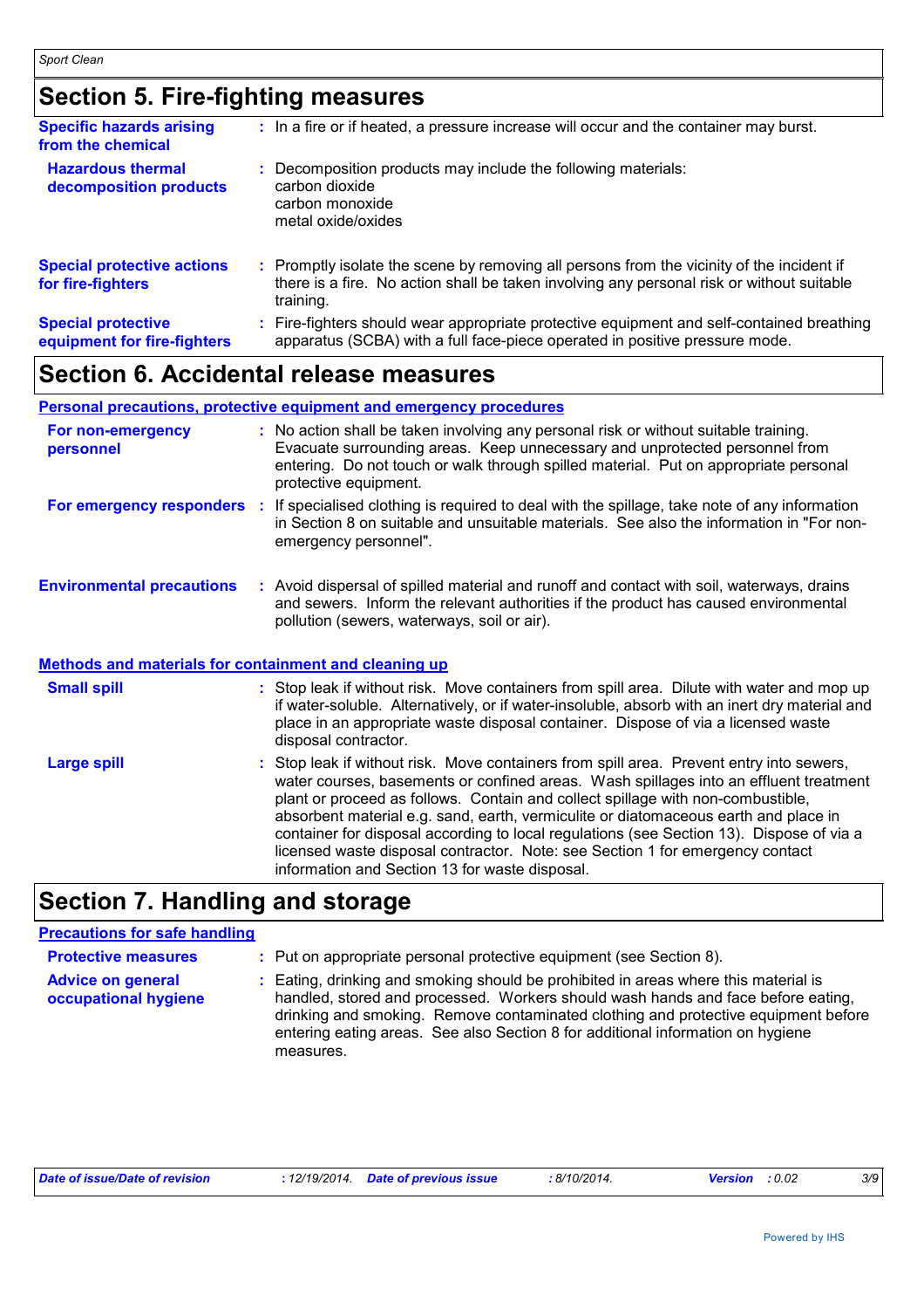## Section 5. Fire-fighting measures

**Specific hazards arising from the chemical** : In a fire or if heated, a pressure increase will occur and the container may burst.

**Hazardous thermal decomposition products** : Decomposition products may include the following materials:
carbon dioxide
carbon monoxide
metal oxide/oxides

**Special protective actions for fire-fighters** : Promptly isolate the scene by removing all persons from the vicinity of the incident if there is a fire. No action shall be taken involving any personal risk or without suitable training.

**Special protective equipment for fire-fighters** : Fire-fighters should wear appropriate protective equipment and self-contained breathing apparatus (SCBA) with a full face-piece operated in positive pressure mode.

## Section 6. Accidental release measures

### Personal precautions, protective equipment and emergency procedures

**For non-emergency personnel** : No action shall be taken involving any personal risk or without suitable training. Evacuate surrounding areas. Keep unnecessary and unprotected personnel from entering. Do not touch or walk through spilled material. Put on appropriate personal protective equipment.

**For emergency responders** : If specialised clothing is required to deal with the spillage, take note of any information in Section 8 on suitable and unsuitable materials. See also the information in "For non-emergency personnel".

**Environmental precautions** : Avoid dispersal of spilled material and runoff and contact with soil, waterways, drains and sewers. Inform the relevant authorities if the product has caused environmental pollution (sewers, waterways, soil or air).

### Methods and materials for containment and cleaning up

**Small spill** : Stop leak if without risk. Move containers from spill area. Dilute with water and mop up if water-soluble. Alternatively, or if water-insoluble, absorb with an inert dry material and place in an appropriate waste disposal container. Dispose of via a licensed waste disposal contractor.

**Large spill** : Stop leak if without risk. Move containers from spill area. Prevent entry into sewers, water courses, basements or confined areas. Wash spillages into an effluent treatment plant or proceed as follows. Contain and collect spillage with non-combustible, absorbent material e.g. sand, earth, vermiculite or diatomaceous earth and place in container for disposal according to local regulations (see Section 13). Dispose of via a licensed waste disposal contractor. Note: see Section 1 for emergency contact information and Section 13 for waste disposal.

## Section 7. Handling and storage

### Precautions for safe handling

**Protective measures** : Put on appropriate personal protective equipment (see Section 8).

**Advice on general occupational hygiene** : Eating, drinking and smoking should be prohibited in areas where this material is handled, stored and processed. Workers should wash hands and face before eating, drinking and smoking. Remove contaminated clothing and protective equipment before entering eating areas. See also Section 8 for additional information on hygiene measures.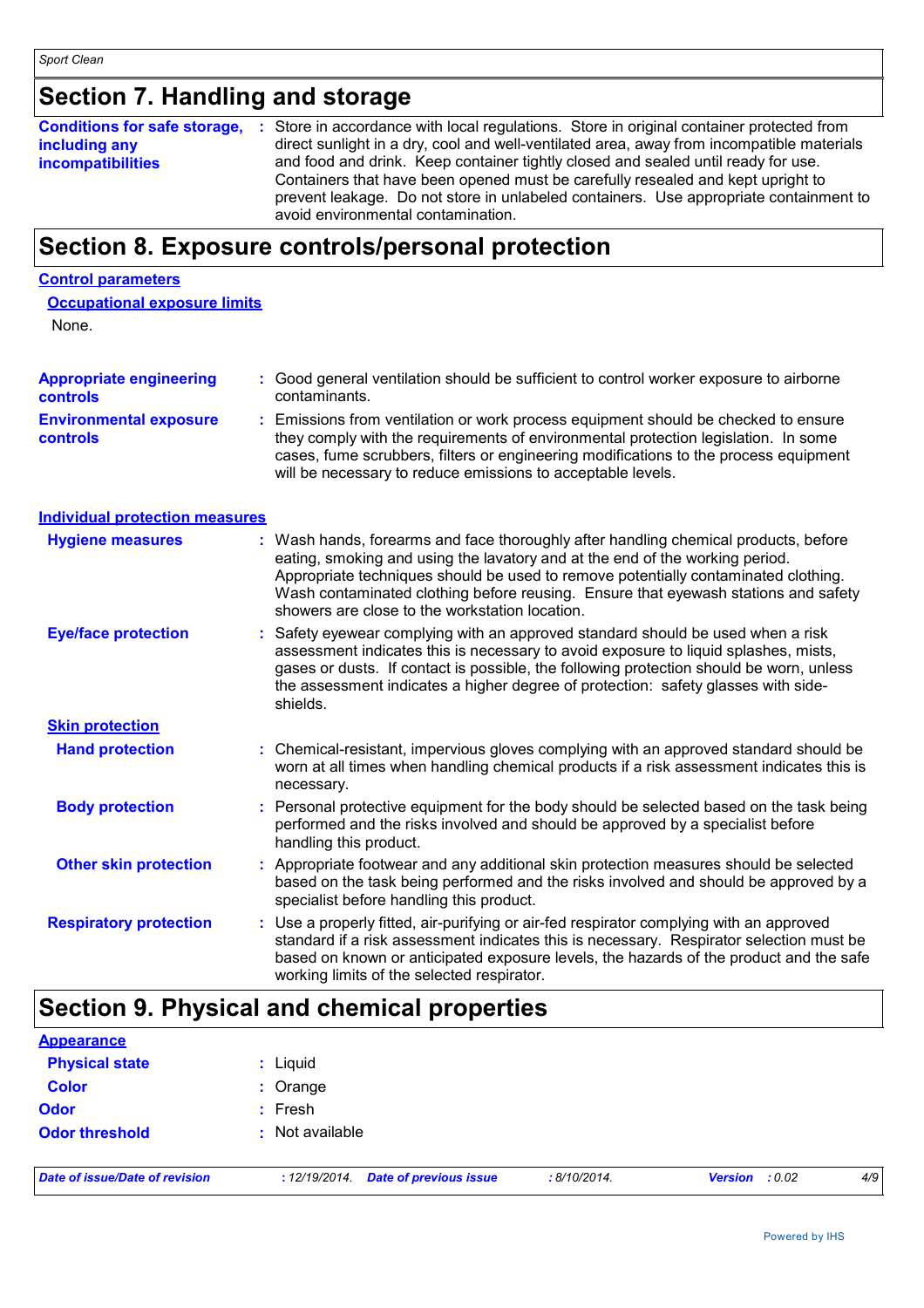## Section 7. Handling and storage

**Conditions for safe storage, including any incompatibilities** : Store in accordance with local regulations. Store in original container protected from direct sunlight in a dry, cool and well-ventilated area, away from incompatible materials and food and drink. Keep container tightly closed and sealed until ready for use. Containers that have been opened must be carefully resealed and kept upright to prevent leakage. Do not store in unlabeled containers. Use appropriate containment to avoid environmental contamination.

## Section 8. Exposure controls/personal protection

### Control parameters

#### Occupational exposure limits

None.

**Appropriate engineering controls** : Good general ventilation should be sufficient to control worker exposure to airborne contaminants.

**Environmental exposure controls** : Emissions from ventilation or work process equipment should be checked to ensure they comply with the requirements of environmental protection legislation. In some cases, fume scrubbers, filters or engineering modifications to the process equipment will be necessary to reduce emissions to acceptable levels.

### Individual protection measures

**Hygiene measures** : Wash hands, forearms and face thoroughly after handling chemical products, before eating, smoking and using the lavatory and at the end of the working period. Appropriate techniques should be used to remove potentially contaminated clothing. Wash contaminated clothing before reusing. Ensure that eyewash stations and safety showers are close to the workstation location.

**Eye/face protection** : Safety eyewear complying with an approved standard should be used when a risk assessment indicates this is necessary to avoid exposure to liquid splashes, mists, gases or dusts. If contact is possible, the following protection should be worn, unless the assessment indicates a higher degree of protection: safety glasses with side-shields.

#### Skin protection

**Hand protection** : Chemical-resistant, impervious gloves complying with an approved standard should be worn at all times when handling chemical products if a risk assessment indicates this is necessary.

**Body protection** : Personal protective equipment for the body should be selected based on the task being performed and the risks involved and should be approved by a specialist before handling this product.

**Other skin protection** : Appropriate footwear and any additional skin protection measures should be selected based on the task being performed and the risks involved and should be approved by a specialist before handling this product.

**Respiratory protection** : Use a properly fitted, air-purifying or air-fed respirator complying with an approved standard if a risk assessment indicates this is necessary. Respirator selection must be based on known or anticipated exposure levels, the hazards of the product and the safe working limits of the selected respirator.

## Section 9. Physical and chemical properties

### Appearance

**Physical state** : Liquid

**Color** : Orange

**Odor** : Fresh

**Odor threshold** : Not available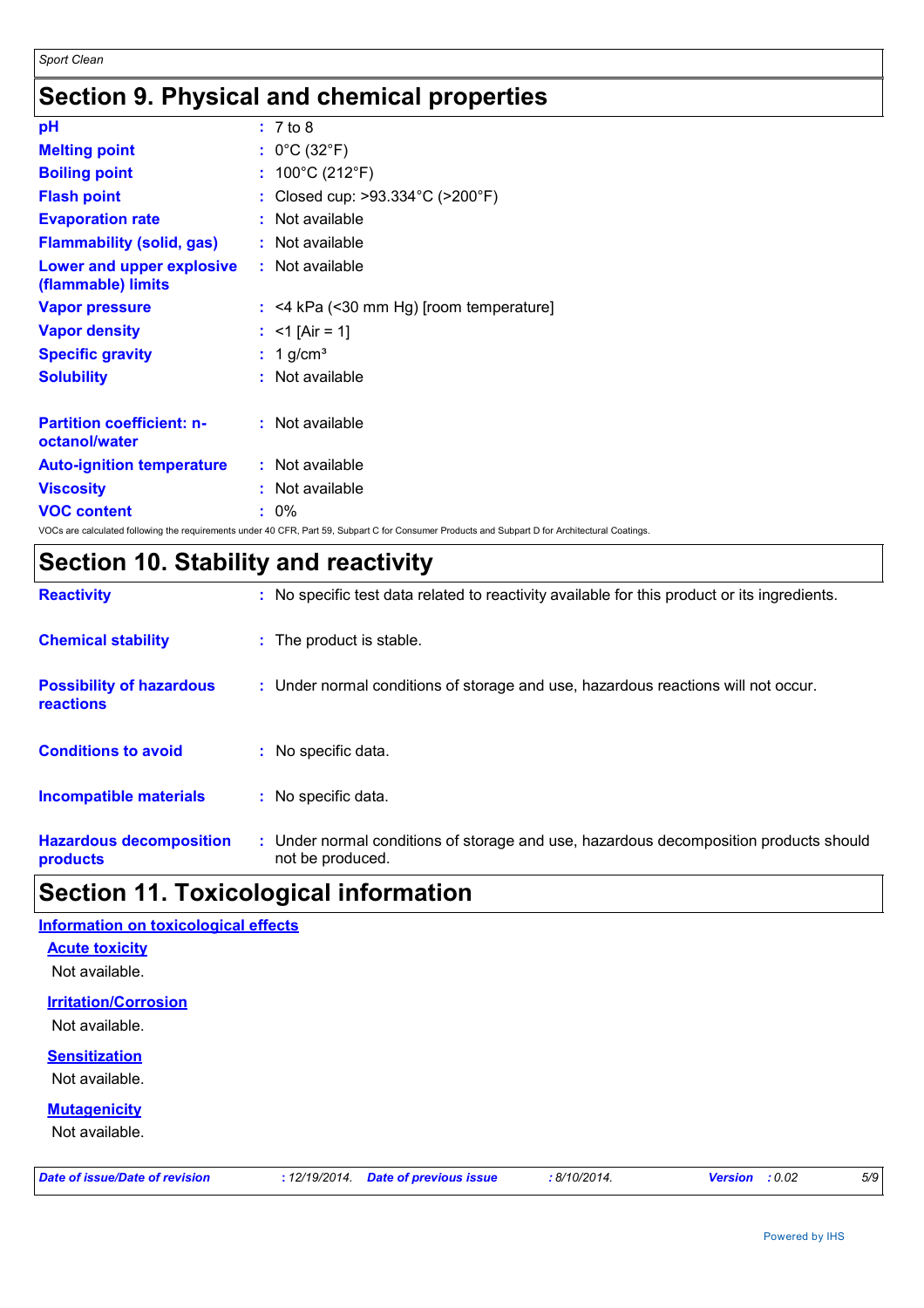# Section 9. Physical and chemical properties

| | |
|---|---|
| **pH** | : 7 to 8 |
| **Melting point** | : 0°C (32°F) |
| **Boiling point** | : 100°C (212°F) |
| **Flash point** | : Closed cup: >93.334°C (>200°F) |
| **Evaporation rate** | : Not available |
| **Flammability (solid, gas)** | : Not available |
| **Lower and upper explosive (flammable) limits** | : Not available |
| **Vapor pressure** | : <4 kPa (<30 mm Hg) [room temperature] |
| **Vapor density** | : <1 [Air = 1] |
| **Specific gravity** | : 1 g/cm³ |
| **Solubility** | : Not available |
| **Partition coefficient: n-octanol/water** | : Not available |
| **Auto-ignition temperature** | : Not available |
| **Viscosity** | : Not available |
| **VOC content** | : 0% |

VOCs are calculated following the requirements under 40 CFR, Part 59, Subpart C for Consumer Products and Subpart D for Architectural Coatings.

# Section 10. Stability and reactivity

| | |
|---|---|
| **Reactivity** | : No specific test data related to reactivity available for this product or its ingredients. |
| **Chemical stability** | : The product is stable. |
| **Possibility of hazardous reactions** | : Under normal conditions of storage and use, hazardous reactions will not occur. |
| **Conditions to avoid** | : No specific data. |
| **Incompatible materials** | : No specific data. |
| **Hazardous decomposition products** | : Under normal conditions of storage and use, hazardous decomposition products should not be produced. |

# Section 11. Toxicological information

## Information on toxicological effects

### Acute toxicity

Not available.

### Irritation/Corrosion

Not available.

### Sensitization

Not available.

### Mutagenicity

Not available.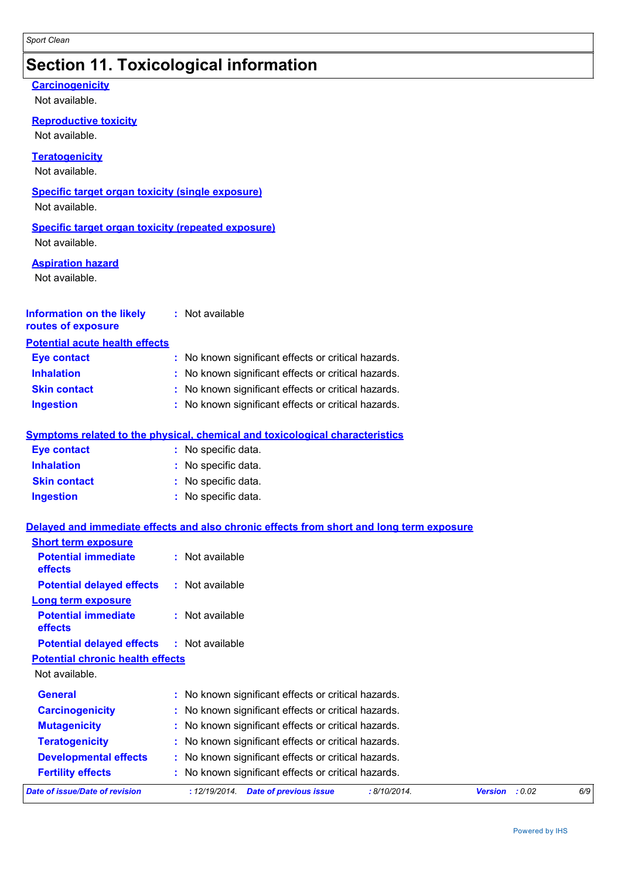# Section 11. Toxicological information

**Carcinogenicity**

Not available.

**Reproductive toxicity**

Not available.

**Teratogenicity**

Not available.

**Specific target organ toxicity (single exposure)**

Not available.

**Specific target organ toxicity (repeated exposure)**

Not available.

**Aspiration hazard**

Not available.

**Information on the likely routes of exposure** : Not available

**Potential acute health effects**

| | |
|---|---|
| **Eye contact** | : No known significant effects or critical hazards. |
| **Inhalation** | : No known significant effects or critical hazards. |
| **Skin contact** | : No known significant effects or critical hazards. |
| **Ingestion** | : No known significant effects or critical hazards. |

**Symptoms related to the physical, chemical and toxicological characteristics**

| | |
|---|---|
| **Eye contact** | : No specific data. |
| **Inhalation** | : No specific data. |
| **Skin contact** | : No specific data. |
| **Ingestion** | : No specific data. |

**Delayed and immediate effects and also chronic effects from short and long term exposure**

**Short term exposure**

| | |
|---|---|
| **Potential immediate effects** | : Not available |
| **Potential delayed effects** | : Not available |

**Long term exposure**

| | |
|---|---|
| **Potential immediate effects** | : Not available |
| **Potential delayed effects** | : Not available |

**Potential chronic health effects**

Not available.

| | |
|---|---|
| **General** | : No known significant effects or critical hazards. |
| **Carcinogenicity** | : No known significant effects or critical hazards. |
| **Mutagenicity** | : No known significant effects or critical hazards. |
| **Teratogenicity** | : No known significant effects or critical hazards. |
| **Developmental effects** | : No known significant effects or critical hazards. |
| **Fertility effects** | : No known significant effects or critical hazards. |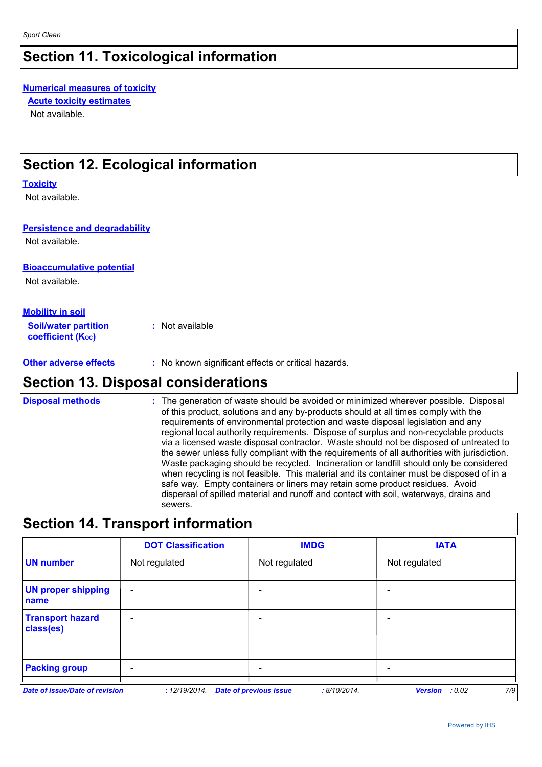# Section 11. Toxicological information

**Numerical measures of toxicity**

**Acute toxicity estimates**

Not available.

# Section 12. Ecological information

**Toxicity**

Not available.

**Persistence and degradability**

Not available.

**Bioaccumulative potential**

Not available.

**Mobility in soil**

**Soil/water partition coefficient ($K_{OC}$)** : Not available

**Other adverse effects** : No known significant effects or critical hazards.

# Section 13. Disposal considerations

**Disposal methods** : The generation of waste should be avoided or minimized wherever possible. Disposal of this product, solutions and any by-products should at all times comply with the requirements of environmental protection and waste disposal legislation and any regional local authority requirements. Dispose of surplus and non-recyclable products via a licensed waste disposal contractor. Waste should not be disposed of untreated to the sewer unless fully compliant with the requirements of all authorities with jurisdiction. Waste packaging should be recycled. Incineration or landfill should only be considered when recycling is not feasible. This material and its container must be disposed of in a safe way. Empty containers or liners may retain some product residues. Avoid dispersal of spilled material and runoff and contact with soil, waterways, drains and sewers.

# Section 14. Transport information

| | DOT Classification | IMDG | IATA |
|---|---|---|---|
| **UN number** | Not regulated | Not regulated | Not regulated |
| **UN proper shipping name** | - | - | - |
| **Transport hazard class(es)** | - | - | - |
| **Packing group** | - | - | - |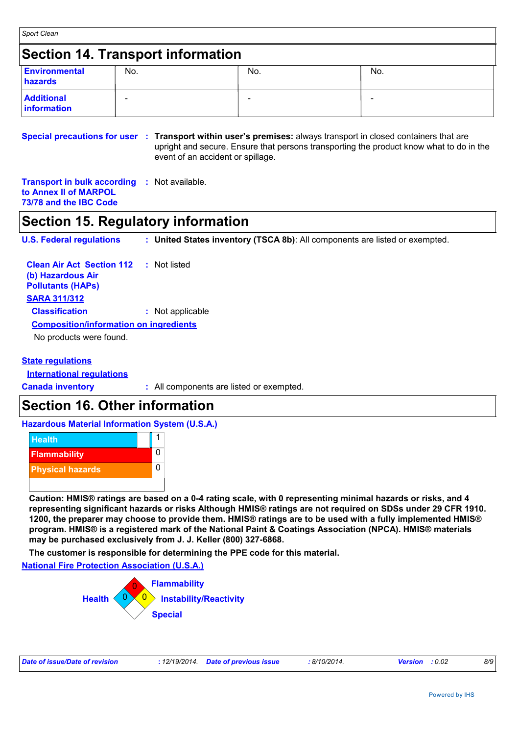## Section 14. Transport information

| | | | |
|---|---|---|---|
| **Environmental hazards** | No. | No. | No. |
| **Additional information** | - | - | - |

**Special precautions for user** : **Transport within user's premises:** always transport in closed containers that are upright and secure. Ensure that persons transporting the product know what to do in the event of an accident or spillage.

**Transport in bulk according to Annex II of MARPOL 73/78 and the IBC Code** : Not available.

## Section 15. Regulatory information

**U.S. Federal regulations** : **United States inventory (TSCA 8b)**: All components are listed or exempted.

**Clean Air Act Section 112 (b) Hazardous Air Pollutants (HAPs)** : Not listed

**SARA 311/312**

**Classification** : Not applicable

**Composition/information on ingredients**

No products were found.

**State regulations**

**International regulations**

**Canada inventory** : All components are listed or exempted.

## Section 16. Other information

**Hazardous Material Information System (U.S.A.)**

| | |
|---|---|
| Health | 1 |
| Flammability | 0 |
| Physical hazards | 0 |

**Caution: HMIS® ratings are based on a 0-4 rating scale, with 0 representing minimal hazards or risks, and 4 representing significant hazards or risks Although HMIS® ratings are not required on SDSs under 29 CFR 1910. 1200, the preparer may choose to provide them. HMIS® ratings are to be used with a fully implemented HMIS® program. HMIS® is a registered mark of the National Paint & Coatings Association (NPCA). HMIS® materials may be purchased exclusively from J. J. Keller (800) 327-6868.**

**The customer is responsible for determining the PPE code for this material.**

**National Fire Protection Association (U.S.A.)**

Health: 0
Flammability: 0
Instability/Reactivity: 0
Special:

**Date of issue/Date of revision** : 12/19/2014. **Date of previous issue** : 8/10/2014. **Version** : 0.02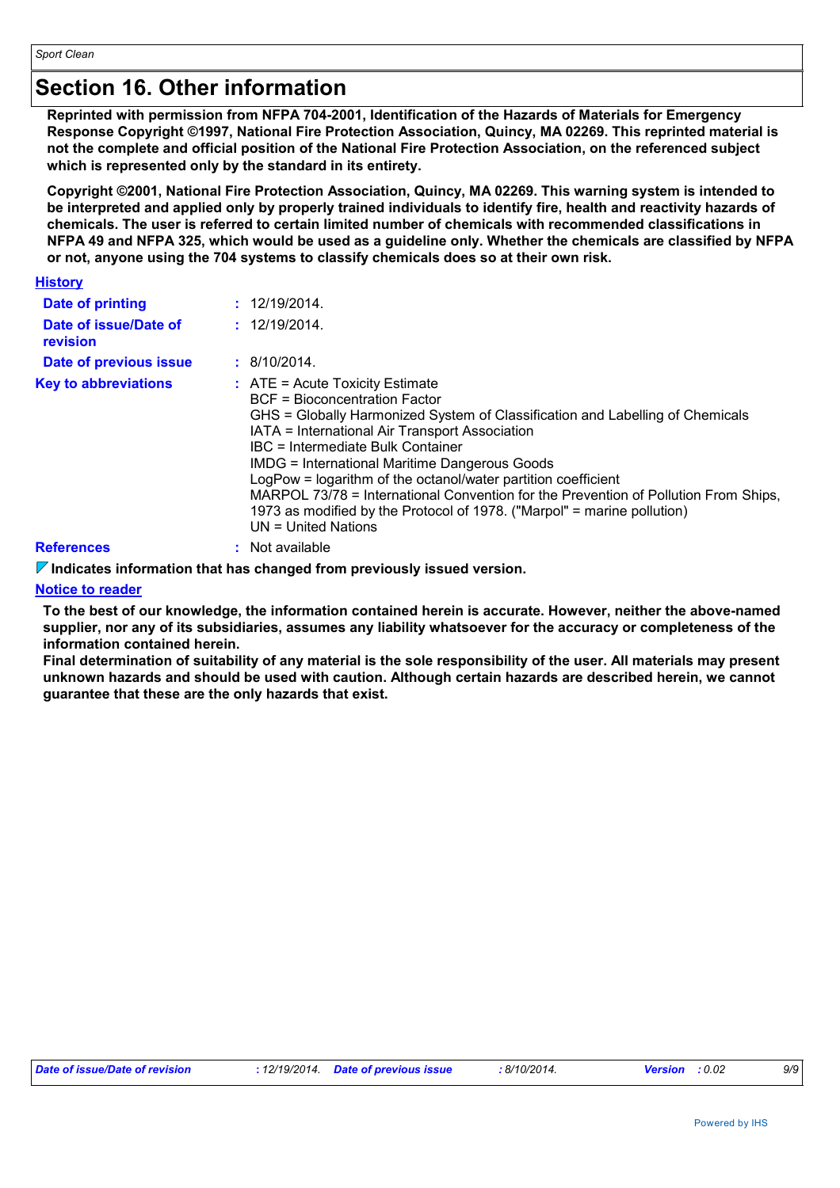# Section 16. Other information

**Reprinted with permission from NFPA 704-2001, Identification of the Hazards of Materials for Emergency Response Copyright ©1997, National Fire Protection Association, Quincy, MA 02269. This reprinted material is not the complete and official position of the National Fire Protection Association, on the referenced subject which is represented only by the standard in its entirety.**

**Copyright ©2001, National Fire Protection Association, Quincy, MA 02269. This warning system is intended to be interpreted and applied only by properly trained individuals to identify fire, health and reactivity hazards of chemicals. The user is referred to certain limited number of chemicals with recommended classifications in NFPA 49 and NFPA 325, which would be used as a guideline only. Whether the chemicals are classified by NFPA or not, anyone using the 704 systems to classify chemicals does so at their own risk.**

## History

| | |
|---|---|
| **Date of printing** | : 12/19/2014. |
| **Date of issue/Date of revision** | : 12/19/2014. |
| **Date of previous issue** | : 8/10/2014. |

**Key to abbreviations** : ATE = Acute Toxicity Estimate
BCF = Bioconcentration Factor
GHS = Globally Harmonized System of Classification and Labelling of Chemicals
IATA = International Air Transport Association
IBC = Intermediate Bulk Container
IMDG = International Maritime Dangerous Goods
LogPow = logarithm of the octanol/water partition coefficient
MARPOL 73/78 = International Convention for the Prevention of Pollution From Ships, 1973 as modified by the Protocol of 1978. ("Marpol" = marine pollution)
UN = United Nations

**References** : Not available

**Indicates information that has changed from previously issued version.**

## Notice to reader

**To the best of our knowledge, the information contained herein is accurate. However, neither the above-named supplier, nor any of its subsidiaries, assumes any liability whatsoever for the accuracy or completeness of the information contained herein.**
**Final determination of suitability of any material is the sole responsibility of the user. All materials may present unknown hazards and should be used with caution. Although certain hazards are described herein, we cannot guarantee that these are the only hazards that exist.**